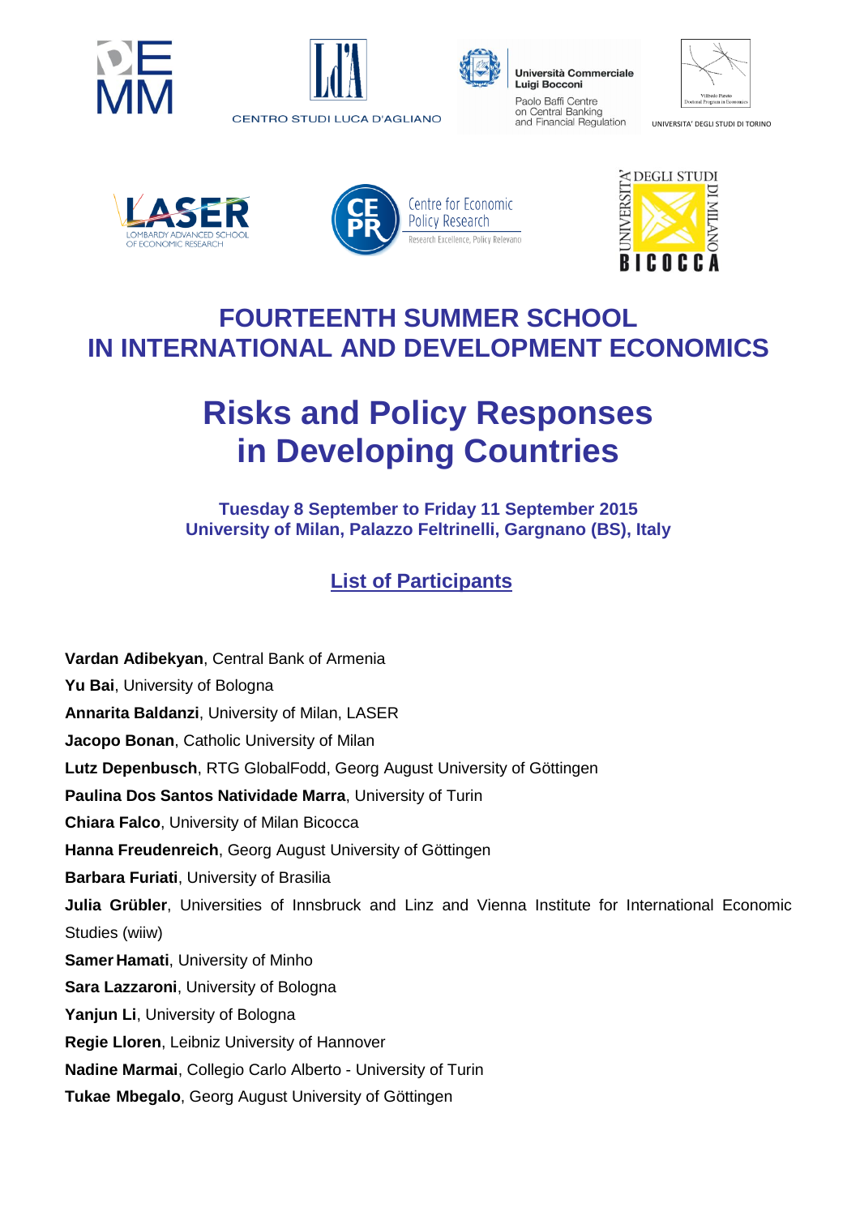# FOURTEENTH SUMMER SCHOOL IN INTERNATIONAL AND DEVELOPMENT ECONOMICS

# Risks and Policy Responses in Developing Countries

**Tuesday 8 September to Friday 11 September 2015**
**University of Milan, Palazzo Feltrinelli, Gargnano (BS), Italy**

## List of Participants

**Vardan Adibekyan**, Central Bank of Armenia

**Yu Bai**, University of Bologna

**Annarita Baldanzi**, University of Milan, LASER

**Jacopo Bonan**, Catholic University of Milan

**Lutz Depenbusch**, RTG GlobalFodd, Georg August University of Göttingen

**Paulina Dos Santos Natividade Marra**, University of Turin

**Chiara Falco**, University of Milan Bicocca

**Hanna Freudenreich**, Georg August University of Göttingen

**Barbara Furiati**, University of Brasilia

**Julia Grübler**, Universities of Innsbruck and Linz and Vienna Institute for International Economic Studies (wiiw)

**Samer Hamati**, University of Minho

**Sara Lazzaroni**, University of Bologna

**Yanjun Li**, University of Bologna

**Regie Lloren**, Leibniz University of Hannover

**Nadine Marmai**, Collegio Carlo Alberto - University of Turin

**Tukae Mbegalo**, Georg August University of Göttingen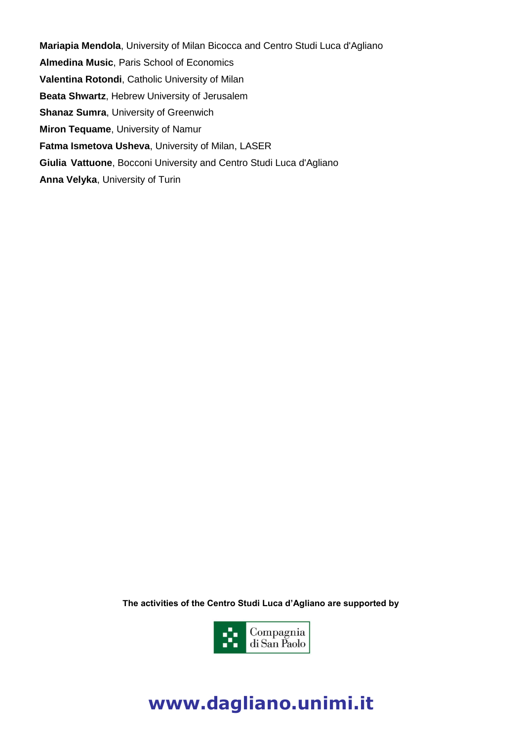**Mariapia Mendola**, University of Milan Bicocca and Centro Studi Luca d'Agliano

**Almedina Music**, Paris School of Economics

**Valentina Rotondi**, Catholic University of Milan

**Beata Shwartz**, Hebrew University of Jerusalem

**Shanaz Sumra**, University of Greenwich

**Miron Tequame**, University of Namur

**Fatma Ismetova Usheva**, University of Milan, LASER

**Giulia Vattuone**, Bocconi University and Centro Studi Luca d'Agliano

**Anna Velyka**, University of Turin

**The activities of the Centro Studi Luca d'Agliano are supported by**

Compagnia di San Paolo

**www.dagliano.unimi.it**